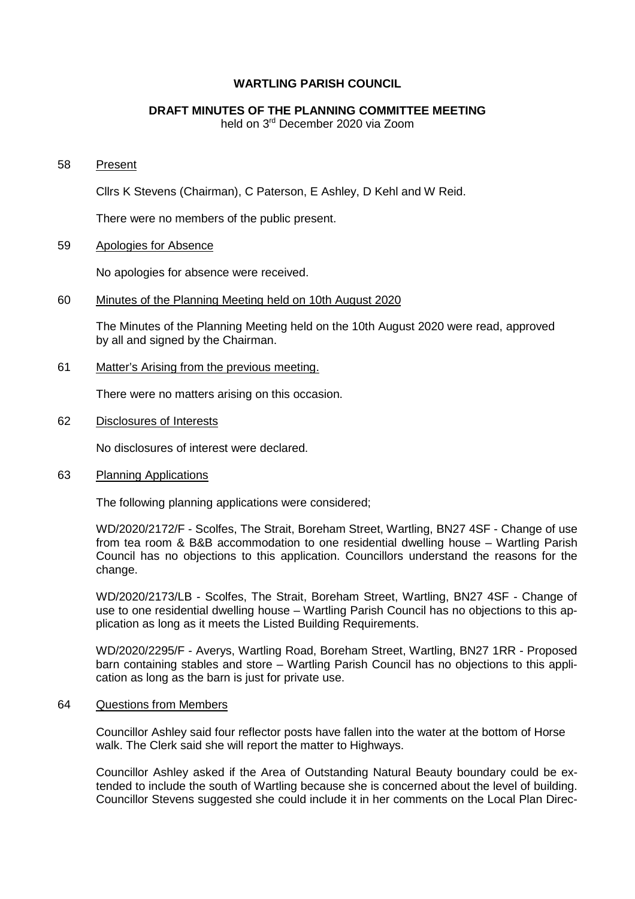# WARTLING PARISH COUNCIL

## DRAFT MINUTES OF THE PLANNING COMMITTEE MEETING

held on 3rd December 2020 via Zoom

58 Present

Cllrs K Stevens (Chairman), C Paterson, E Ashley, D Kehl and W Reid.

There were no members of the public present.

59 Apologies for Absence

No apologies for absence were received.

60 Minutes of the Planning Meeting held on 10th August 2020

The Minutes of the Planning Meeting held on the 10th August 2020 were read, approved by all and signed by the Chairman.

61 Matter's Arising from the previous meeting.

There were no matters arising on this occasion.

62 Disclosures of Interests

No disclosures of interest were declared.

63 Planning Applications

The following planning applications were considered;

WD/2020/2172/F - Scolfes, The Strait, Boreham Street, Wartling, BN27 4SF - Change of use from tea room & B&B accommodation to one residential dwelling house – Wartling Parish Council has no objections to this application. Councillors understand the reasons for the change.

WD/2020/2173/LB - Scolfes, The Strait, Boreham Street, Wartling, BN27 4SF - Change of use to one residential dwelling house – Wartling Parish Council has no objections to this application as long as it meets the Listed Building Requirements.

WD/2020/2295/F - Averys, Wartling Road, Boreham Street, Wartling, BN27 1RR - Proposed barn containing stables and store – Wartling Parish Council has no objections to this application as long as the barn is just for private use.

64 Questions from Members

Councillor Ashley said four reflector posts have fallen into the water at the bottom of Horse walk. The Clerk said she will report the matter to Highways.

Councillor Ashley asked if the Area of Outstanding Natural Beauty boundary could be extended to include the south of Wartling because she is concerned about the level of building. Councillor Stevens suggested she could include it in her comments on the Local Plan Direc-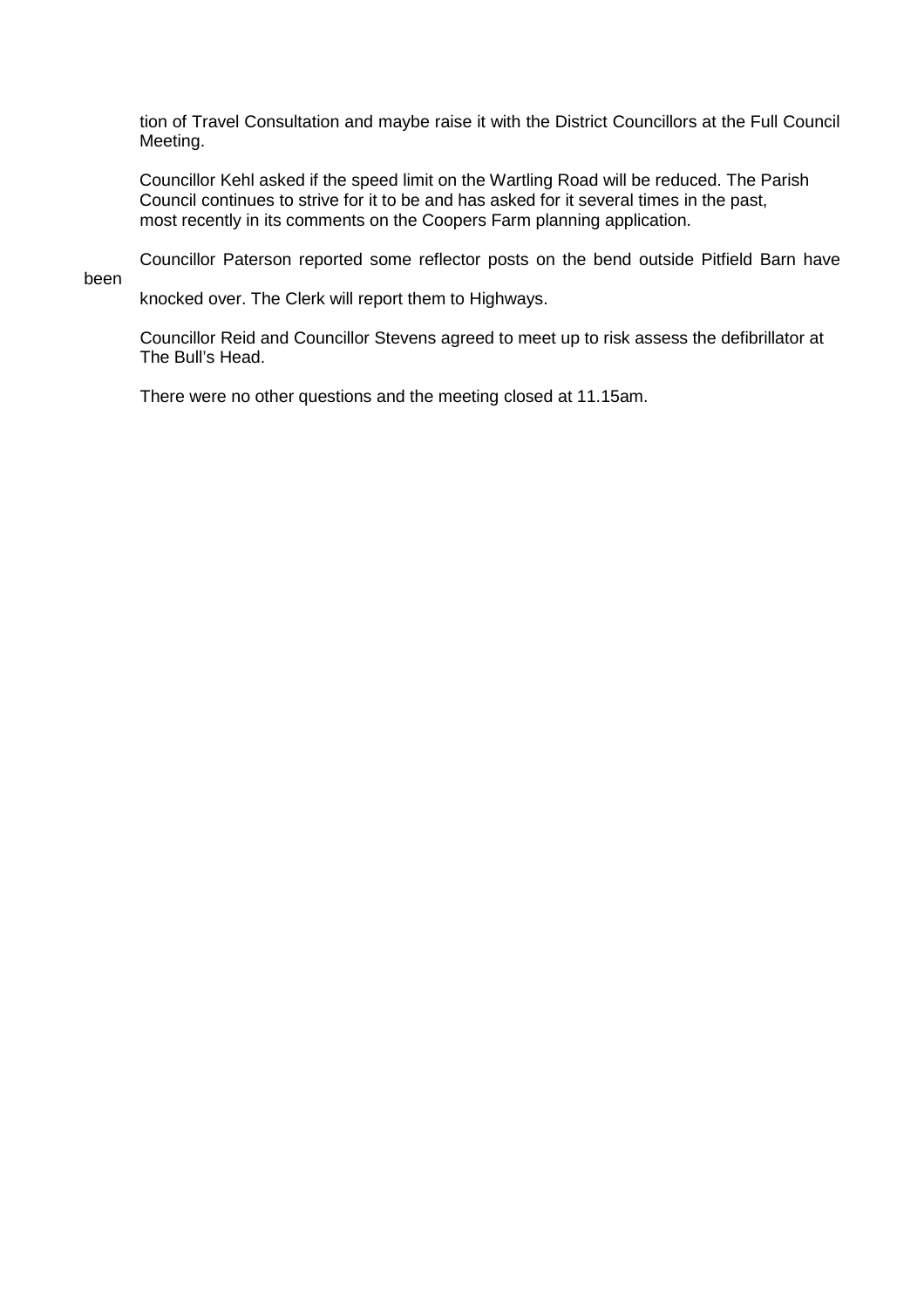tion of Travel Consultation and maybe raise it with the District Councillors at the Full Council Meeting.

Councillor Kehl asked if the speed limit on the Wartling Road will be reduced. The Parish Council continues to strive for it to be and has asked for it several times in the past, most recently in its comments on the Coopers Farm planning application.

Councillor Paterson reported some reflector posts on the bend outside Pitfield Barn have been knocked over. The Clerk will report them to Highways.

Councillor Reid and Councillor Stevens agreed to meet up to risk assess the defibrillator at The Bull's Head.

There were no other questions and the meeting closed at 11.15am.